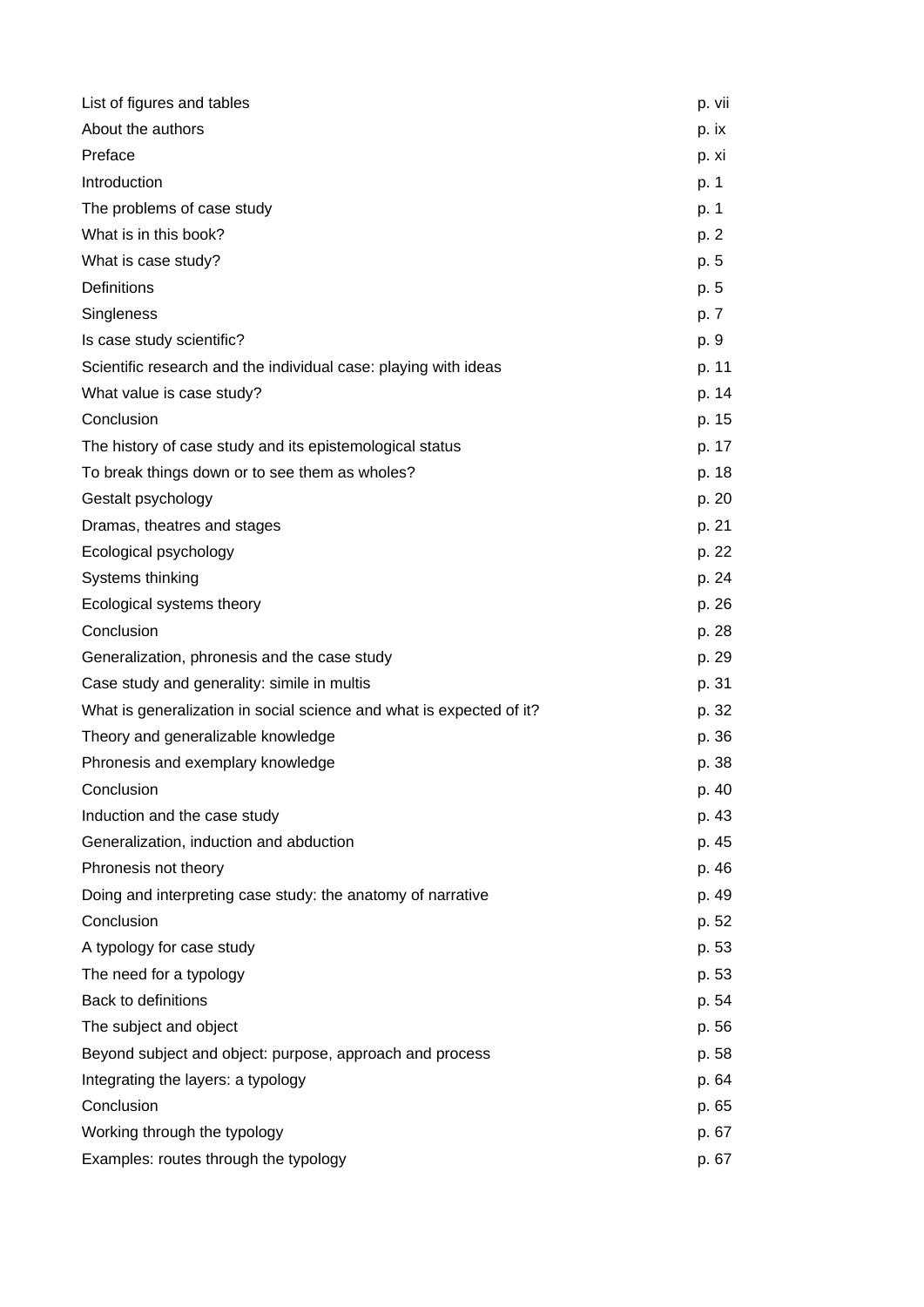| | |
|---|---|
| List of figures and tables | p. vii |
| About the authors | p. ix |
| Preface | p. xi |
| Introduction | p. 1 |
| The problems of case study | p. 1 |
| What is in this book? | p. 2 |
| What is case study? | p. 5 |
| Definitions | p. 5 |
| Singleness | p. 7 |
| Is case study scientific? | p. 9 |
| Scientific research and the individual case: playing with ideas | p. 11 |
| What value is case study? | p. 14 |
| Conclusion | p. 15 |
| The history of case study and its epistemological status | p. 17 |
| To break things down or to see them as wholes? | p. 18 |
| Gestalt psychology | p. 20 |
| Dramas, theatres and stages | p. 21 |
| Ecological psychology | p. 22 |
| Systems thinking | p. 24 |
| Ecological systems theory | p. 26 |
| Conclusion | p. 28 |
| Generalization, phronesis and the case study | p. 29 |
| Case study and generality: simile in multis | p. 31 |
| What is generalization in social science and what is expected of it? | p. 32 |
| Theory and generalizable knowledge | p. 36 |
| Phronesis and exemplary knowledge | p. 38 |
| Conclusion | p. 40 |
| Induction and the case study | p. 43 |
| Generalization, induction and abduction | p. 45 |
| Phronesis not theory | p. 46 |
| Doing and interpreting case study: the anatomy of narrative | p. 49 |
| Conclusion | p. 52 |
| A typology for case study | p. 53 |
| The need for a typology | p. 53 |
| Back to definitions | p. 54 |
| The subject and object | p. 56 |
| Beyond subject and object: purpose, approach and process | p. 58 |
| Integrating the layers: a typology | p. 64 |
| Conclusion | p. 65 |
| Working through the typology | p. 67 |
| Examples: routes through the typology | p. 67 |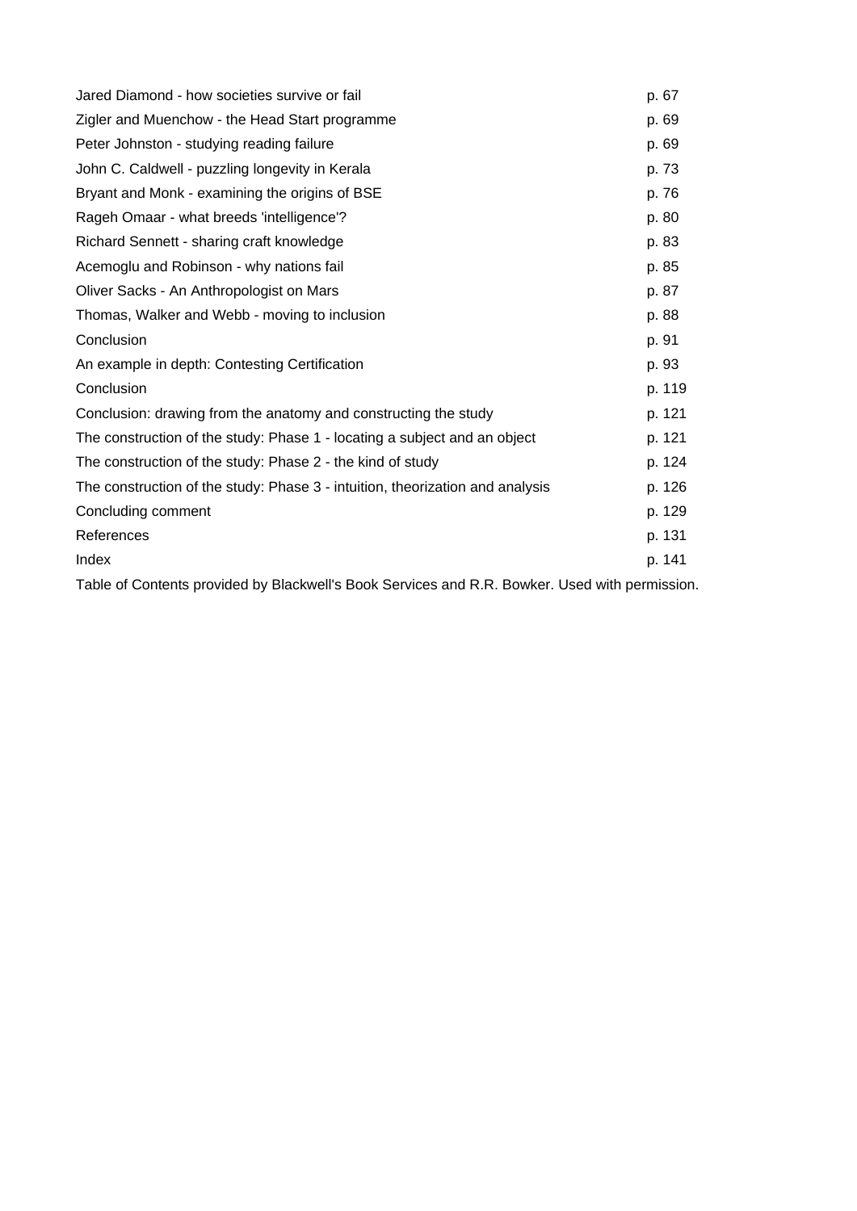| | |
|---|---|
| Jared Diamond - how societies survive or fail | p. 67 |
| Zigler and Muenchow - the Head Start programme | p. 69 |
| Peter Johnston - studying reading failure | p. 69 |
| John C. Caldwell - puzzling longevity in Kerala | p. 73 |
| Bryant and Monk - examining the origins of BSE | p. 76 |
| Rageh Omaar - what breeds 'intelligence'? | p. 80 |
| Richard Sennett - sharing craft knowledge | p. 83 |
| Acemoglu and Robinson - why nations fail | p. 85 |
| Oliver Sacks - An Anthropologist on Mars | p. 87 |
| Thomas, Walker and Webb - moving to inclusion | p. 88 |
| Conclusion | p. 91 |
| An example in depth: Contesting Certification | p. 93 |
| Conclusion | p. 119 |
| Conclusion: drawing from the anatomy and constructing the study | p. 121 |
| The construction of the study: Phase 1 - locating a subject and an object | p. 121 |
| The construction of the study: Phase 2 - the kind of study | p. 124 |
| The construction of the study: Phase 3 - intuition, theorization and analysis | p. 126 |
| Concluding comment | p. 129 |
| References | p. 131 |
| Index | p. 141 |

Table of Contents provided by Blackwell's Book Services and R.R. Bowker. Used with permission.